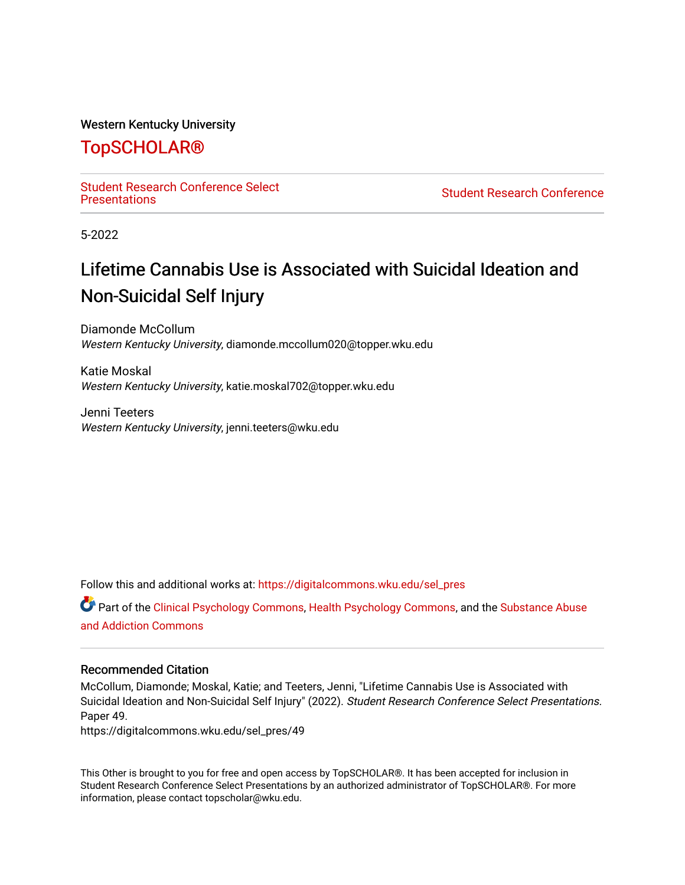Western Kentucky University

# TopSCHOLAR®

Student Research Conference Select Presentations

Student Research Conference

5-2022

## Lifetime Cannabis Use is Associated with Suicidal Ideation and Non-Suicidal Self Injury

Diamonde McCollum
*Western Kentucky University*, diamonde.mccollum020@topper.wku.edu

Katie Moskal
*Western Kentucky University*, katie.moskal702@topper.wku.edu

Jenni Teeters
*Western Kentucky University*, jenni.teeters@wku.edu

Follow this and additional works at: https://digitalcommons.wku.edu/sel_pres

Part of the Clinical Psychology Commons, Health Psychology Commons, and the Substance Abuse and Addiction Commons

### Recommended Citation

McCollum, Diamonde; Moskal, Katie; and Teeters, Jenni, "Lifetime Cannabis Use is Associated with Suicidal Ideation and Non-Suicidal Self Injury" (2022). *Student Research Conference Select Presentations.* Paper 49.
https://digitalcommons.wku.edu/sel_pres/49

This Other is brought to you for free and open access by TopSCHOLAR®. It has been accepted for inclusion in Student Research Conference Select Presentations by an authorized administrator of TopSCHOLAR®. For more information, please contact topscholar@wku.edu.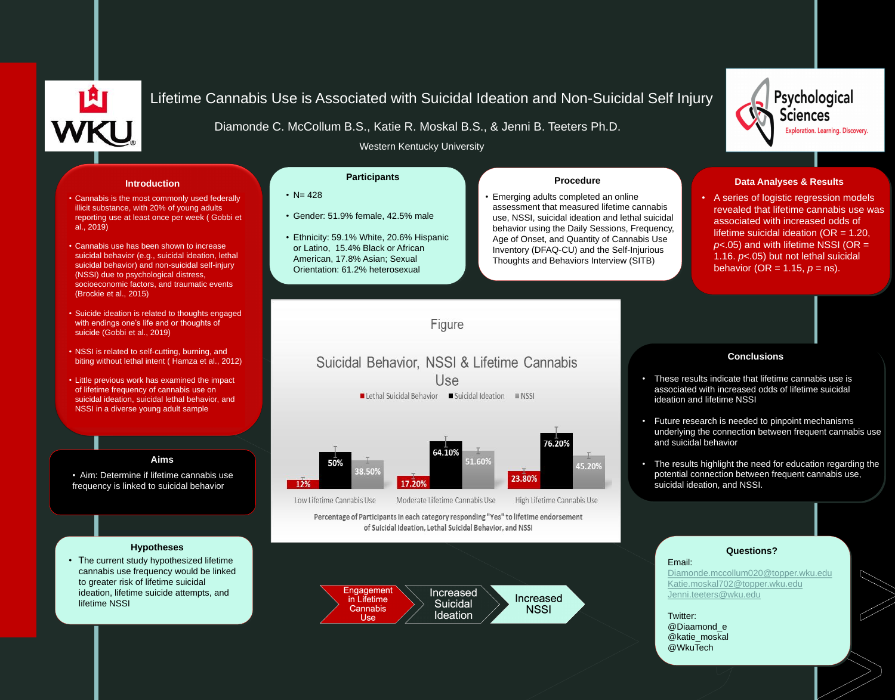# Lifetime Cannabis Use is Associated with Suicidal Ideation and Non-Suicidal Self Injury

Diamonde C. McCollum B.S., Katie R. Moskal B.S., & Jenni B. Teeters Ph.D.

Western Kentucky University

## Introduction

- Cannabis is the most commonly used federally illicit substance, with 20% of young adults reporting use at least once per week ( Gobbi et al., 2019)
- Cannabis use has been shown to increase suicidal behavior (e.g., suicidal ideation, lethal suicidal behavior) and non-suicidal self-injury (NSSI) due to psychological distress, socioeconomic factors, and traumatic events (Brockie et al., 2015)
- Suicide ideation is related to thoughts engaged with endings one's life and or thoughts of suicide (Gobbi et al., 2019)
- NSSI is related to self-cutting, burning, and biting without lethal intent ( Hamza et al., 2012)
- Little previous work has examined the impact of lifetime frequency of cannabis use on suicidal ideation, suicidal lethal behavior, and NSSI in a diverse young adult sample

## Aims

- Aim: Determine if lifetime cannabis use frequency is linked to suicidal behavior

## Hypotheses

- The current study hypothesized lifetime cannabis use frequency would be linked to greater risk of lifetime suicidal ideation, lifetime suicide attempts, and lifetime NSSI

## Participants

- N= 428
- Gender: 51.9% female, 42.5% male
- Ethnicity: 59.1% White, 20.6% Hispanic or Latino, 15.4% Black or African American, 17.8% Asian; Sexual Orientation: 61.2% heterosexual

## Procedure

- Emerging adults completed an online assessment that measured lifetime cannabis use, NSSI, suicidal ideation and lethal suicidal behavior using the Daily Sessions, Frequency, Age of Onset, and Quantity of Cannabis Use Inventory (DFAQ-CU) and the Self-Injurious Thoughts and Behaviors Interview (SITB)

## Data Analyses & Results

- A series of logistic regression models revealed that lifetime cannabis use was associated with increased odds of lifetime suicidal ideation (OR = 1.20, $p<.05$) and with lifetime NSSI (OR = 1.16. $p<.05$) but not lethal suicidal behavior (OR = 1.15, $p$ = ns).

## Figure

Suicidal Behavior, NSSI & Lifetime Cannabis Use

Lethal Suicidal Behavior | Suicidal Ideation | NSSI

Low Lifetime Cannabis Use: 12%, 50%, 38.50%

Moderate Lifetime Cannabis Use: 17.20%, 64.10%, 51.60%

High Lifetime Cannabis Use: 23.80%, 76.20%, 45.20%

Percentage of Participants in each category responding "Yes" to lifetime endorsement of Suicidal Ideation, Lethal Suicidal Behavior, and NSSI

Engagement in Lifetime Cannabis Use → Increased Suicidal Ideation → Increased NSSI

## Conclusions

- These results indicate that lifetime cannabis use is associated with increased odds of lifetime suicidal ideation and lifetime NSSI
- Future research is needed to pinpoint mechanisms underlying the connection between frequent cannabis use and suicidal behavior
- The results highlight the need for education regarding the potential connection between frequent cannabis use, suicidal ideation, and NSSI.

## Questions?

Email:
Diamonde.mccollum020@topper.wku.edu
Katie.moskal702@topper.wku.edu
Jenni.teeters@wku.edu

Twitter:
@Diaamond_e
@katie_moskal
@WkuTech